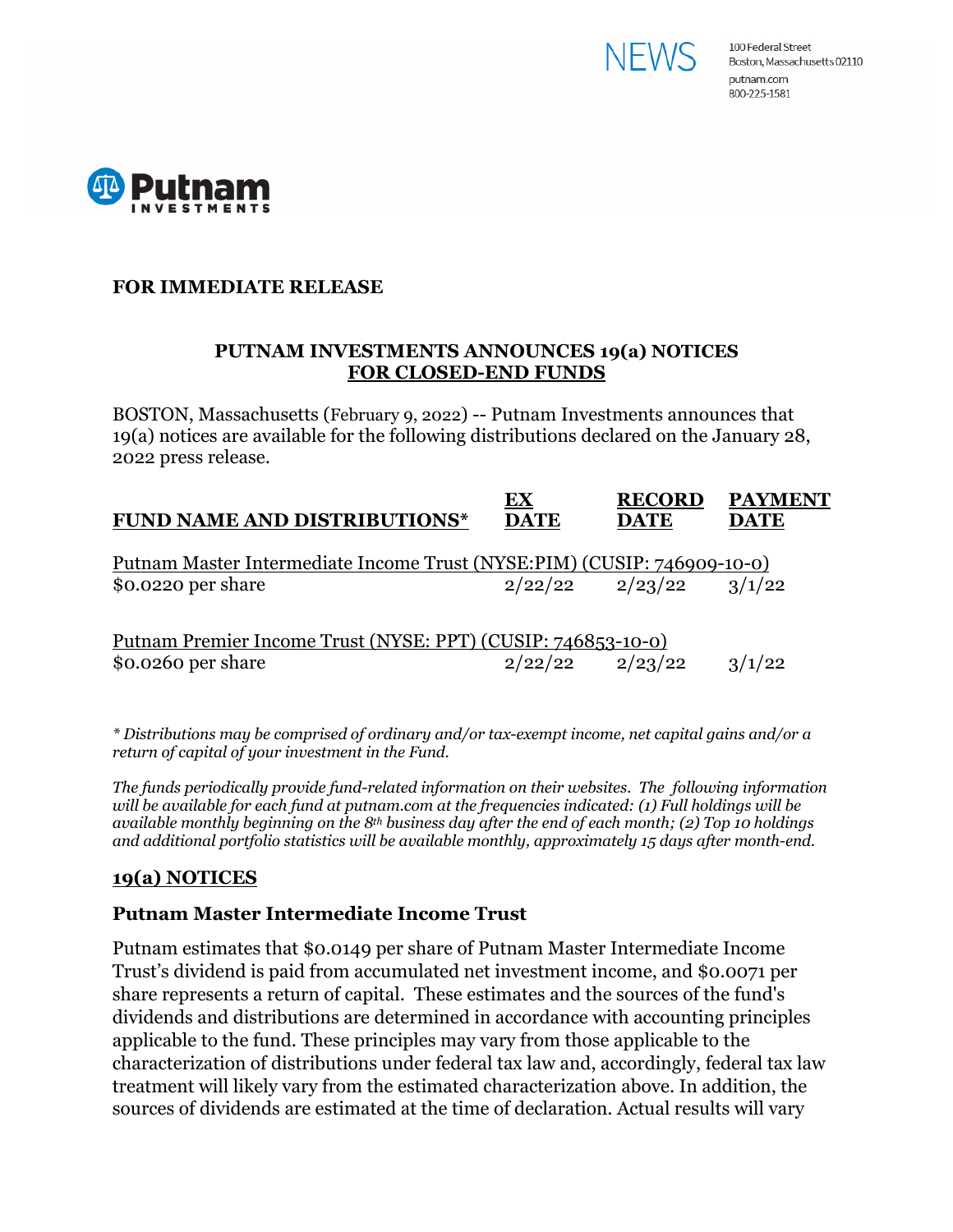NEWS

100 Federal Street
Boston, Massachusetts 02110
putnam.com
800-225-1581

Putnam INVESTMENTS

**FOR IMMEDIATE RELEASE**

## PUTNAM INVESTMENTS ANNOUNCES 19(a) NOTICES FOR CLOSED-END FUNDS

BOSTON, Massachusetts (February 9, 2022) -- Putnam Investments announces that 19(a) notices are available for the following distributions declared on the January 28, 2022 press release.

| FUND NAME AND DISTRIBUTIONS* | EX DATE | RECORD DATE | PAYMENT DATE |
|---|---|---|---|
| Putnam Master Intermediate Income Trust (NYSE:PIM) (CUSIP: 746909-10-0) | | | |
| $0.0220 per share | 2/22/22 | 2/23/22 | 3/1/22 |
| Putnam Premier Income Trust (NYSE: PPT) (CUSIP: 746853-10-0) | | | |
| $0.0260 per share | 2/22/22 | 2/23/22 | 3/1/22 |

*\* Distributions may be comprised of ordinary and/or tax-exempt income, net capital gains and/or a return of capital of your investment in the Fund.*

*The funds periodically provide fund-related information on their websites. The following information will be available for each fund at putnam.com at the frequencies indicated: (1) Full holdings will be available monthly beginning on the 8th business day after the end of each month; (2) Top 10 holdings and additional portfolio statistics will be available monthly, approximately 15 days after month-end.*

## 19(a) NOTICES

### Putnam Master Intermediate Income Trust

Putnam estimates that $0.0149 per share of Putnam Master Intermediate Income Trust's dividend is paid from accumulated net investment income, and $0.0071 per share represents a return of capital. These estimates and the sources of the fund's dividends and distributions are determined in accordance with accounting principles applicable to the fund. These principles may vary from those applicable to the characterization of distributions under federal tax law and, accordingly, federal tax law treatment will likely vary from the estimated characterization above. In addition, the sources of dividends are estimated at the time of declaration. Actual results will vary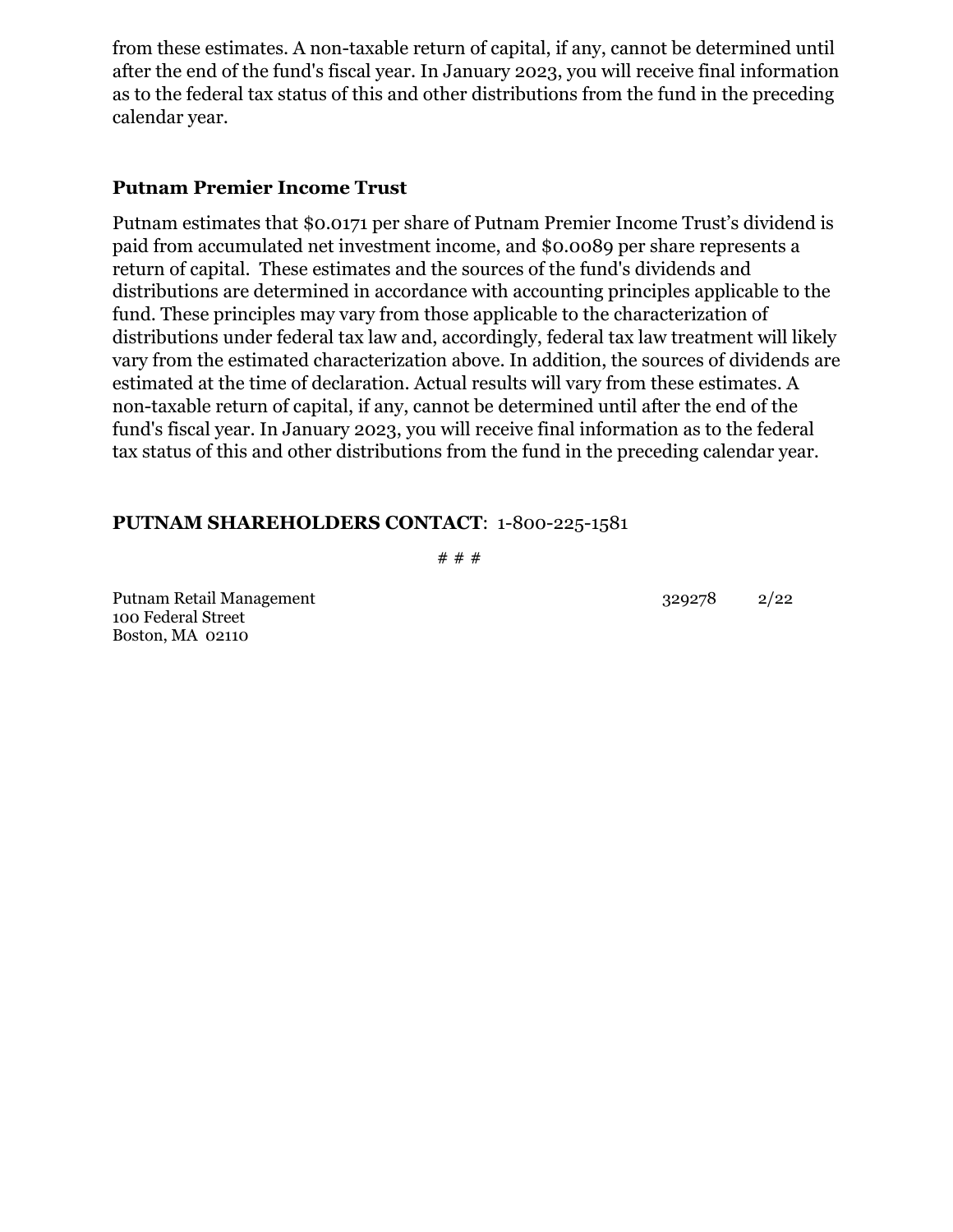from these estimates. A non-taxable return of capital, if any, cannot be determined until after the end of the fund's fiscal year. In January 2023, you will receive final information as to the federal tax status of this and other distributions from the fund in the preceding calendar year.

### Putnam Premier Income Trust

Putnam estimates that $0.0171 per share of Putnam Premier Income Trust's dividend is paid from accumulated net investment income, and $0.0089 per share represents a return of capital. These estimates and the sources of the fund's dividends and distributions are determined in accordance with accounting principles applicable to the fund. These principles may vary from those applicable to the characterization of distributions under federal tax law and, accordingly, federal tax law treatment will likely vary from the estimated characterization above. In addition, the sources of dividends are estimated at the time of declaration. Actual results will vary from these estimates. A non-taxable return of capital, if any, cannot be determined until after the end of the fund's fiscal year. In January 2023, you will receive final information as to the federal tax status of this and other distributions from the fund in the preceding calendar year.

**PUTNAM SHAREHOLDERS CONTACT**: 1-800-225-1581

# # #

Putnam Retail Management 329278 2/22
100 Federal Street
Boston, MA 02110